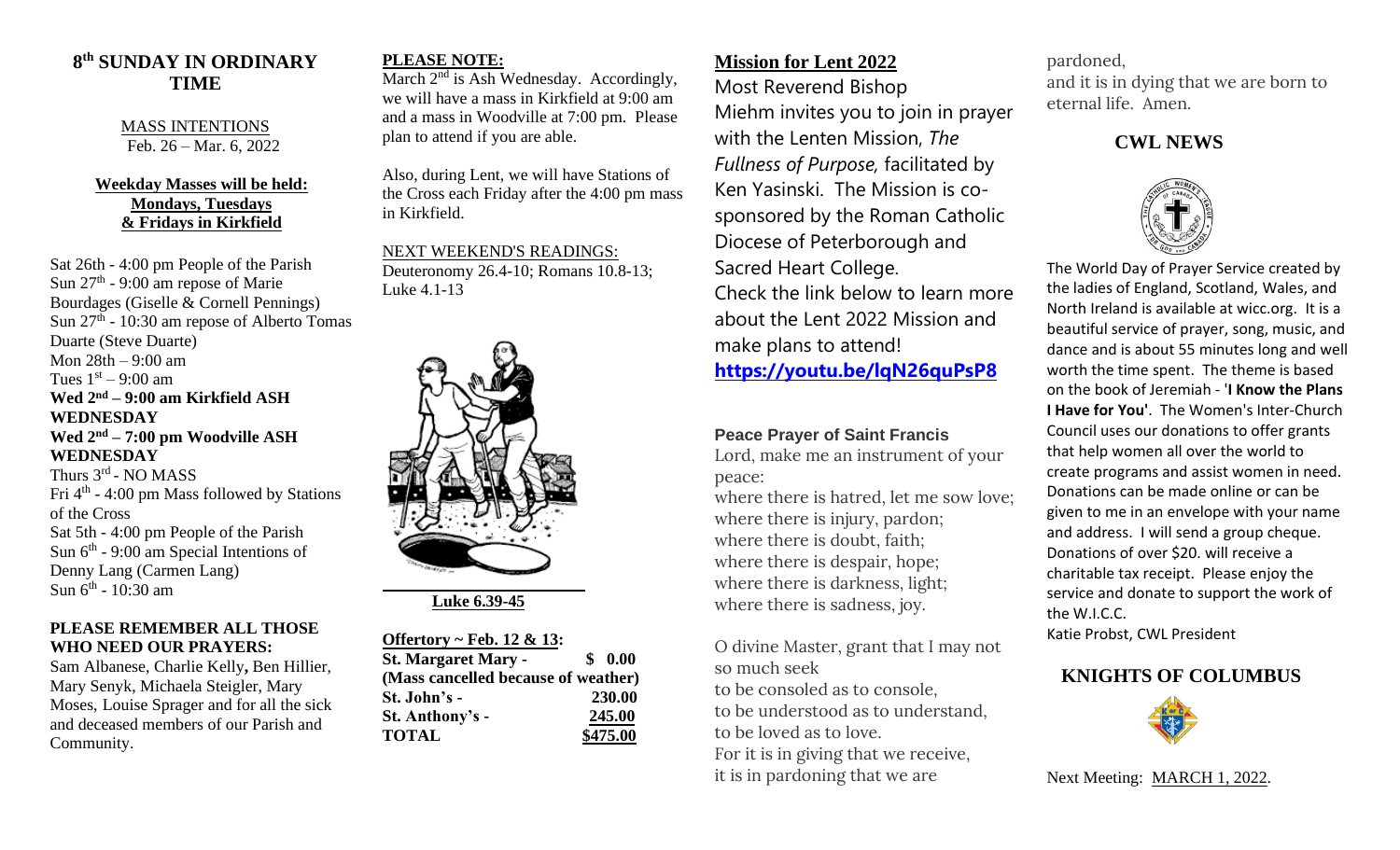# 8th SUNDAY IN ORDINARY TIME

MASS INTENTIONS
Feb. 26 – Mar. 6, 2022

**Weekday Masses will be held: Mondays, Tuesdays & Fridays in Kirkfield**

Sat 26th - 4:00 pm People of the Parish
Sun 27th - 9:00 am repose of Marie Bourdages (Giselle & Cornell Pennings)
Sun 27th - 10:30 am repose of Alberto Tomas Duarte (Steve Duarte)
Mon 28th – 9:00 am
Tues 1st – 9:00 am
**Wed 2nd – 9:00 am Kirkfield ASH WEDNESDAY**
**Wed 2nd – 7:00 pm Woodville ASH WEDNESDAY**
Thurs 3rd - NO MASS
Fri 4th - 4:00 pm Mass followed by Stations of the Cross
Sat 5th - 4:00 pm People of the Parish
Sun 6th - 9:00 am Special Intentions of Denny Lang (Carmen Lang)
Sun 6th - 10:30 am

**PLEASE REMEMBER ALL THOSE WHO NEED OUR PRAYERS:**
Sam Albanese, Charlie Kelly, Ben Hillier, Mary Senyk, Michaela Steigler, Mary Moses, Louise Sprager and for all the sick and deceased members of our Parish and Community.

**PLEASE NOTE:**
March 2nd is Ash Wednesday. Accordingly, we will have a mass in Kirkfield at 9:00 am and a mass in Woodville at 7:00 pm. Please plan to attend if you are able.

Also, during Lent, we will have Stations of the Cross each Friday after the 4:00 pm mass in Kirkfield.

NEXT WEEKEND'S READINGS:
Deuteronomy 26.4-10; Romans 10.8-13; Luke 4.1-13

**Luke 6.39-45**

**Offertory ~ Feb. 12 & 13:**

| | |
|---|---|
| **St. Margaret Mary -** | **$ 0.00** |
| **(Mass cancelled because of weather)** | |
| **St. John's -** | **230.00** |
| **St. Anthony's -** | **245.00** |
| **TOTAL** | **$475.00** |

## Mission for Lent 2022

Most Reverend Bishop Miehm invites you to join in prayer with the Lenten Mission, *The Fullness of Purpose,* facilitated by Ken Yasinski. The Mission is co-sponsored by the Roman Catholic Diocese of Peterborough and Sacred Heart College.
Check the link below to learn more about the Lent 2022 Mission and make plans to attend!
**https://youtu.be/lqN26quPsP8**

**Peace Prayer of Saint Francis**
Lord, make me an instrument of your peace:
where there is hatred, let me sow love;
where there is injury, pardon;
where there is doubt, faith;
where there is despair, hope;
where there is darkness, light;
where there is sadness, joy.

O divine Master, grant that I may not so much seek
to be consoled as to console,
to be understood as to understand,
to be loved as to love.
For it is in giving that we receive,
it is in pardoning that we are pardoned,
and it is in dying that we are born to eternal life. Amen.

## CWL NEWS

The World Day of Prayer Service created by the ladies of England, Scotland, Wales, and North Ireland is available at wicc.org. It is a beautiful service of prayer, song, music, and dance and is about 55 minutes long and well worth the time spent. The theme is based on the book of Jeremiah - '**I Know the Plans I Have for You'**. The Women's Inter-Church Council uses our donations to offer grants that help women all over the world to create programs and assist women in need. Donations can be made online or can be given to me in an envelope with your name and address. I will send a group cheque. Donations of over $20. will receive a charitable tax receipt. Please enjoy the service and donate to support the work of the W.I.C.C.
Katie Probst, CWL President

## KNIGHTS OF COLUMBUS

Next Meeting: MARCH 1, 2022.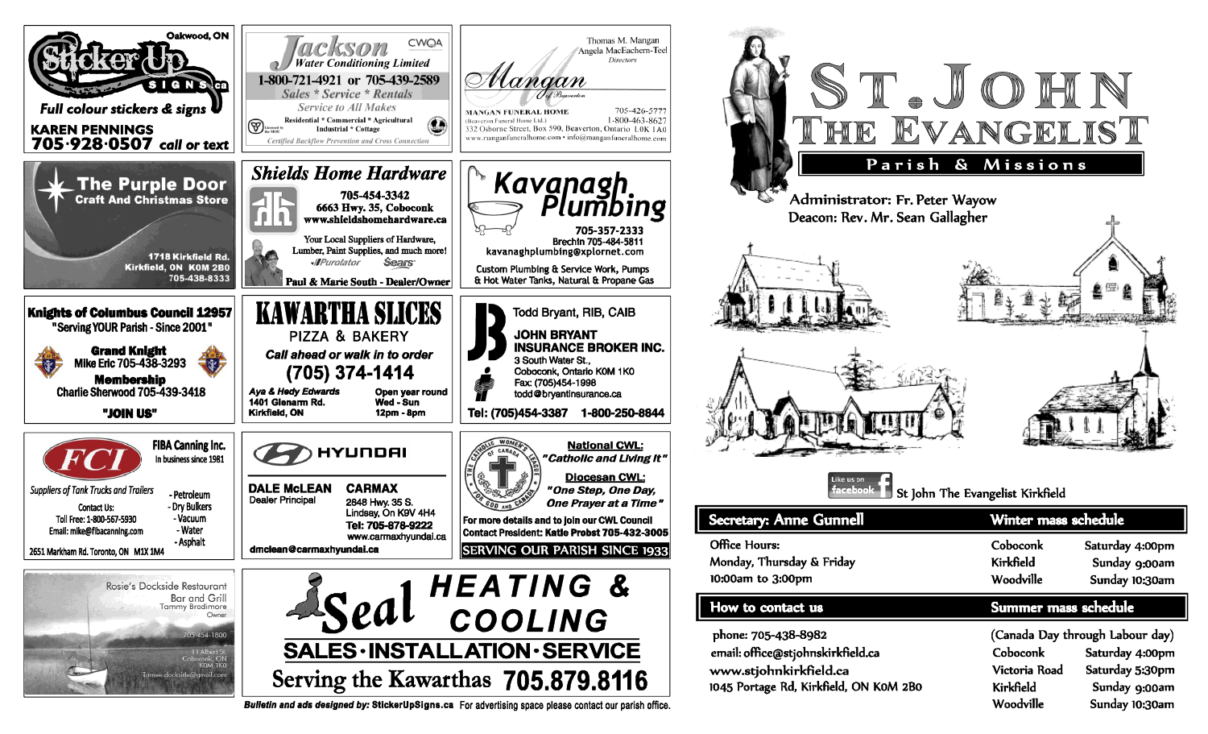Oakwood, ON

**Sticker Up SIGNS .ca**

*Full colour stickers & signs*

**KAREN PENNINGS**
**705·928·0507** *call or text*

**Jackson Water Conditioning Limited** CWQA

1-800-721-4921 or 705-439-2589

*Sales * Service * Rentals*

*Service to All Makes*

Residential * Commercial * Agricultural
Industrial * Cottage

*Certified Backflow Prevention and Cross Connection*

Thomas M. Mangan
Angela MacEachern-Teel
*Directors*

**Mangan** *of Beaverton*

MANGAN FUNERAL HOME 705-426-5777
(Beaverton Funeral Home Ltd.) 1-800-463-8627
332 Osborne Street, Box 590, Beaverton, Ontario L0K 1A0
www.manganfuneralhome.com • info@manganfuneralhome.com

**The Purple Door**
**Craft And Christmas Store**

1718 Kirkfield Rd.
Kirkfield, ON K0M 2B0
705-438-8333

***Shields Home Hardware***

705-454-3342
6663 Hwy. 35, Coboconk
www.shieldshomehardware.ca

Your Local Suppliers of Hardware, Lumber, Paint Supplies, and much more!

Purolator Sears

**Paul & Marie South - Dealer/Owner**

**Kavanagh Plumbing**

705-357-2333
Brechin 705-484-5811
kavanaghplumbing@xplornet.com

Custom Plumbing & Service Work, Pumps & Hot Water Tanks, Natural & Propane Gas

**Knights of Columbus Council 12957**
"Serving YOUR Parish - Since 2001"

**Grand Knight**
Mike Eric 705-438-3293

**Membership**
Charlie Sherwood 705-439-3418

**"JOIN US"**

**KAWARTHA SLICES**
PIZZA & BAKERY

*Call ahead or walk in to order*

**(705) 374-1414**

*Aya & Hedy Edwards*
1401 Glenarm Rd.
Kirkfield, ON

*Open year round*
Wed - Sun
12pm - 8pm

Todd Bryant, RIB, CAIB

**JOHN BRYANT INSURANCE BROKER INC.**
3 South Water St.,
Coboconk, Ontario K0M 1K0
Fax: (705)454-1998
todd@bryantinsurance.ca

**Tel: (705)454-3387 1-800-250-8844**

**FCI**

**FIBA Canning Inc.**
In business since 1981

*Suppliers of Tank Trucks and Trailers*

- Petroleum
- Dry Bulkers
- Vacuum
- Water
- Asphalt

Contact Us:
Toll Free: 1-800-567-5930
Email: mike@fibacanning.com

2651 Markham Rd. Toronto, ON M1X 1M4

**HYUNDAI**

**DALE McLEAN**
Dealer Principal

**CARMAX**
2848 Hwy. 35 S.
Lindsay, On K9V 4H4
**Tel: 705-878-9222**
www.carmaxhyundai.ca

dmclean@carmaxhyundai.ca

**National CWL:**
***"Catholic and Living It"***

**Diocesan CWL:**
***"One Step, One Day, One Prayer at a Time"***

**For more details and to join our CWL Council Contact President: Katie Probst 705-432-3005**

**SERVING OUR PARISH SINCE 1933**

Rosie's Dockside Restaurant
Bar and Grill
Tammy Brodimore
Owner

705-454-1800

11 Albert St.
Coboconk, ON
K0M 1K0
Tamsss.dockside@gmail.com

**Seal HEATING & COOLING**

**SALES·INSTALLATION·SERVICE**

**Serving the Kawarthas 705.879.8116**

*Bulletin and ads designed by: StickerUpSigns.ca For advertising space please contact our parish office.*

# ST. JOHN THE EVANGELIST

## Parish & Missions

Administrator: Fr. Peter Wayow
Deacon: Rev. Mr. Sean Gallagher

Like us on facebook St John The Evangelist Kirkfield

### Secretary: Anne Gunnell

Office Hours:
Monday, Thursday & Friday
10:00am to 3:00pm

### How to contact us

phone: 705-438-8982
email: office@stjohnskirkfield.ca
www.stjohnkirkfield.ca
1045 Portage Rd, Kirkfield, ON K0M 2B0

### Winter mass schedule

| | |
|---|---|
| Coboconk | Saturday 4:00pm |
| Kirkfield | Sunday 9:00am |
| Woodville | Sunday 10:30am |

### Summer mass schedule

(Canada Day through Labour day)

| | |
|---|---|
| Coboconk | Saturday 4:00pm |
| Victoria Road | Saturday 5:30pm |
| Kirkfield | Sunday 9:00am |
| Woodville | Sunday 10:30am |